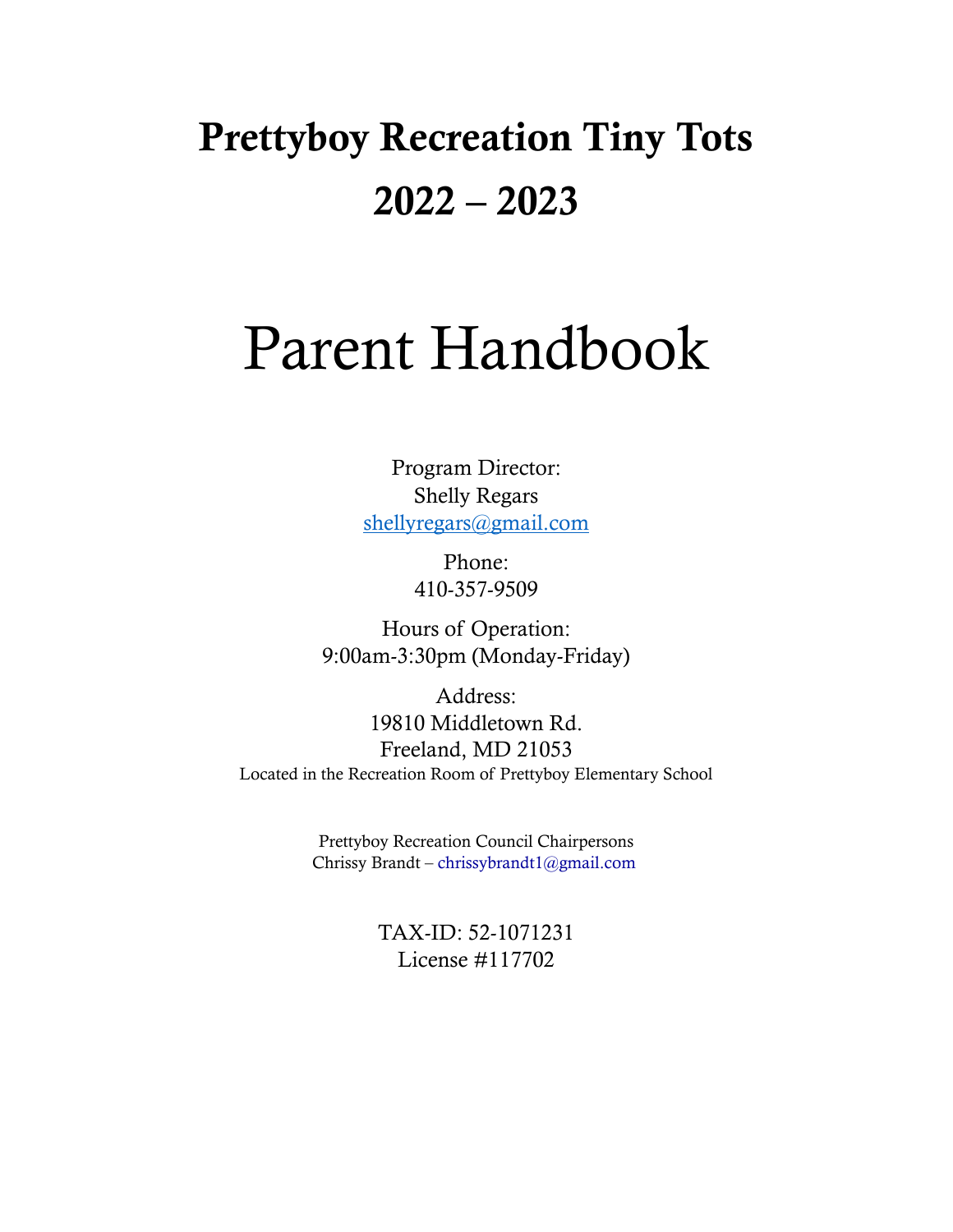# Prettyboy Recreation Tiny Tots
# 2022 – 2023

# Parent Handbook

Program Director:
Shelly Regars
shellyregars@gmail.com

Phone:
410-357-9509

Hours of Operation:
9:00am-3:30pm (Monday-Friday)

Address:
19810 Middletown Rd.
Freeland, MD 21053
Located in the Recreation Room of Prettyboy Elementary School

Prettyboy Recreation Council Chairpersons
Chrissy Brandt – chrissybrandt1@gmail.com

TAX-ID: 52-1071231
License #117702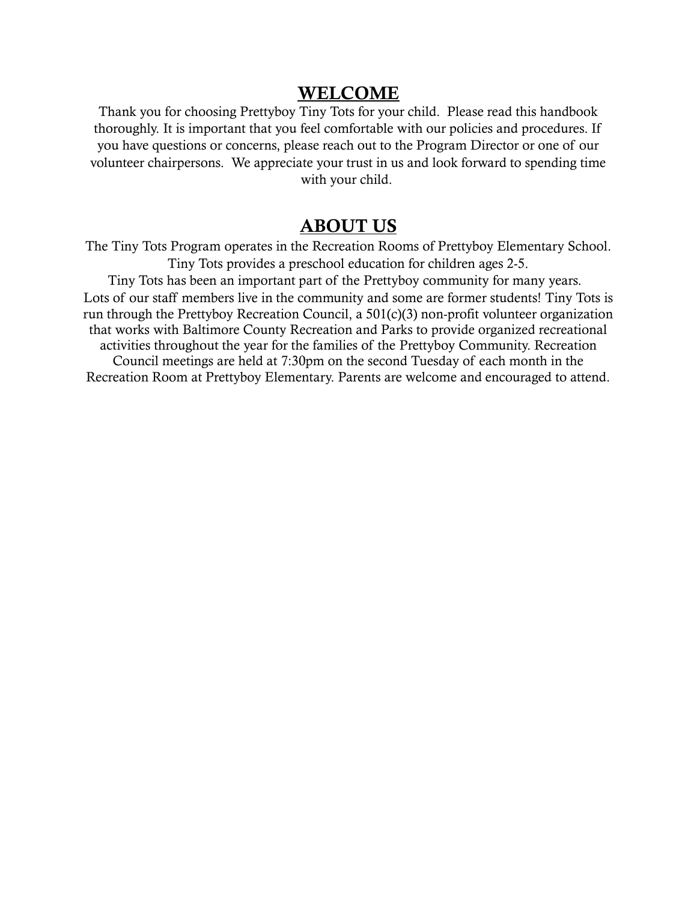## WELCOME

Thank you for choosing Prettyboy Tiny Tots for your child. Please read this handbook thoroughly. It is important that you feel comfortable with our policies and procedures. If you have questions or concerns, please reach out to the Program Director or one of our volunteer chairpersons. We appreciate your trust in us and look forward to spending time with your child.

## ABOUT US

The Tiny Tots Program operates in the Recreation Rooms of Prettyboy Elementary School. Tiny Tots provides a preschool education for children ages 2-5.

Tiny Tots has been an important part of the Prettyboy community for many years. Lots of our staff members live in the community and some are former students! Tiny Tots is run through the Prettyboy Recreation Council, a 501(c)(3) non-profit volunteer organization that works with Baltimore County Recreation and Parks to provide organized recreational activities throughout the year for the families of the Prettyboy Community. Recreation Council meetings are held at 7:30pm on the second Tuesday of each month in the Recreation Room at Prettyboy Elementary. Parents are welcome and encouraged to attend.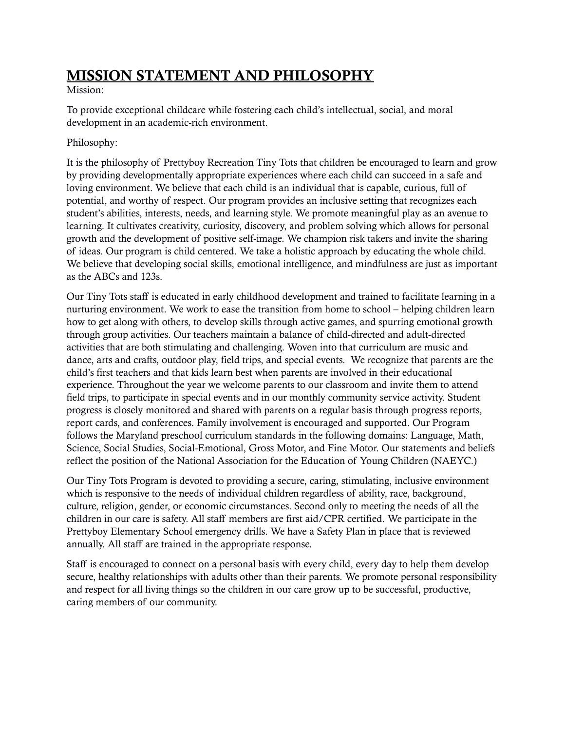# MISSION STATEMENT AND PHILOSOPHY

Mission:

To provide exceptional childcare while fostering each child's intellectual, social, and moral development in an academic-rich environment.

Philosophy:

It is the philosophy of Prettyboy Recreation Tiny Tots that children be encouraged to learn and grow by providing developmentally appropriate experiences where each child can succeed in a safe and loving environment. We believe that each child is an individual that is capable, curious, full of potential, and worthy of respect. Our program provides an inclusive setting that recognizes each student's abilities, interests, needs, and learning style. We promote meaningful play as an avenue to learning. It cultivates creativity, curiosity, discovery, and problem solving which allows for personal growth and the development of positive self-image. We champion risk takers and invite the sharing of ideas. Our program is child centered. We take a holistic approach by educating the whole child. We believe that developing social skills, emotional intelligence, and mindfulness are just as important as the ABCs and 123s.

Our Tiny Tots staff is educated in early childhood development and trained to facilitate learning in a nurturing environment. We work to ease the transition from home to school – helping children learn how to get along with others, to develop skills through active games, and spurring emotional growth through group activities. Our teachers maintain a balance of child-directed and adult-directed activities that are both stimulating and challenging. Woven into that curriculum are music and dance, arts and crafts, outdoor play, field trips, and special events. We recognize that parents are the child's first teachers and that kids learn best when parents are involved in their educational experience. Throughout the year we welcome parents to our classroom and invite them to attend field trips, to participate in special events and in our monthly community service activity. Student progress is closely monitored and shared with parents on a regular basis through progress reports, report cards, and conferences. Family involvement is encouraged and supported. Our Program follows the Maryland preschool curriculum standards in the following domains: Language, Math, Science, Social Studies, Social-Emotional, Gross Motor, and Fine Motor. Our statements and beliefs reflect the position of the National Association for the Education of Young Children (NAEYC.)

Our Tiny Tots Program is devoted to providing a secure, caring, stimulating, inclusive environment which is responsive to the needs of individual children regardless of ability, race, background, culture, religion, gender, or economic circumstances. Second only to meeting the needs of all the children in our care is safety. All staff members are first aid/CPR certified. We participate in the Prettyboy Elementary School emergency drills. We have a Safety Plan in place that is reviewed annually. All staff are trained in the appropriate response.

Staff is encouraged to connect on a personal basis with every child, every day to help them develop secure, healthy relationships with adults other than their parents. We promote personal responsibility and respect for all living things so the children in our care grow up to be successful, productive, caring members of our community.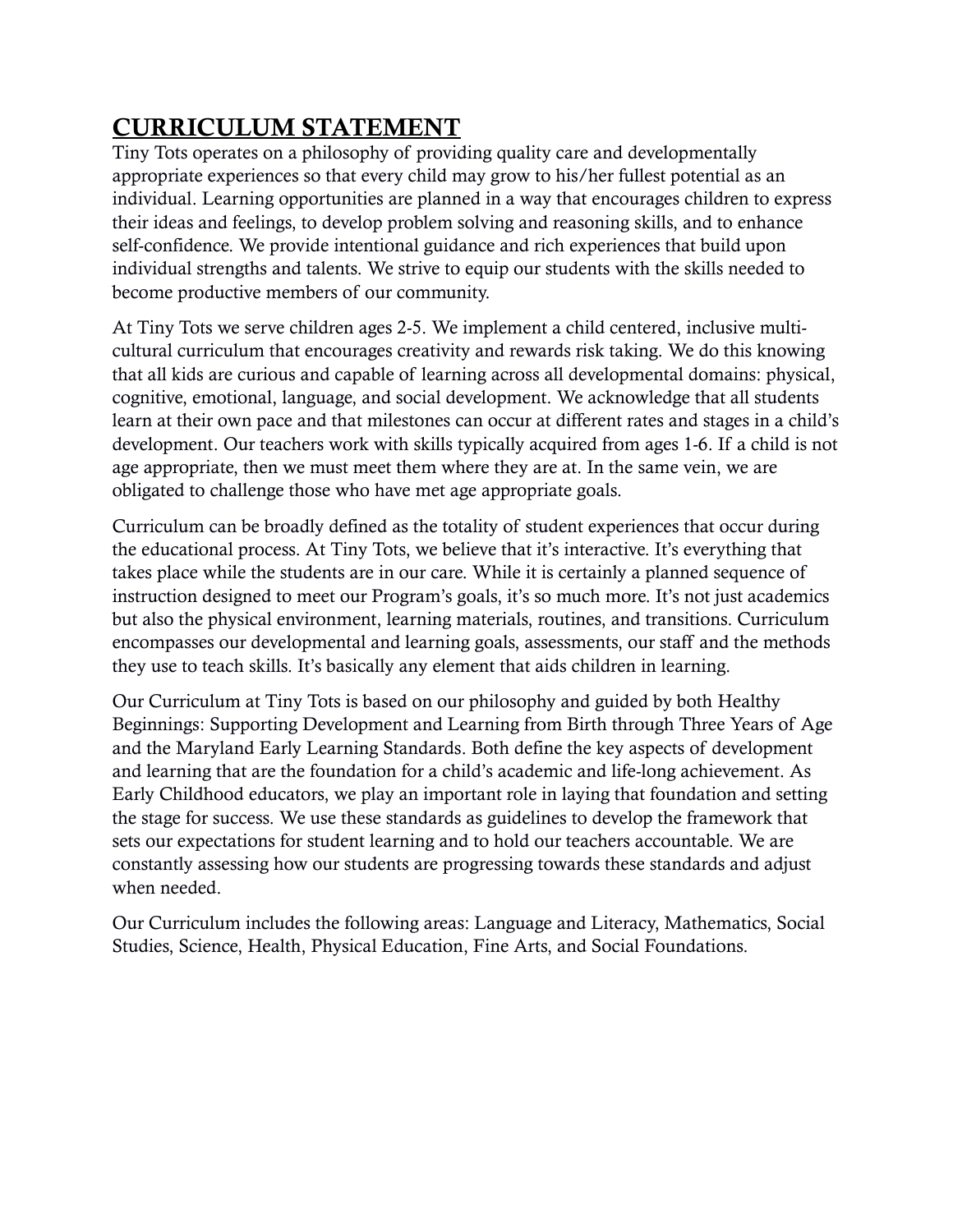# CURRICULUM STATEMENT

Tiny Tots operates on a philosophy of providing quality care and developmentally appropriate experiences so that every child may grow to his/her fullest potential as an individual. Learning opportunities are planned in a way that encourages children to express their ideas and feelings, to develop problem solving and reasoning skills, and to enhance self-confidence. We provide intentional guidance and rich experiences that build upon individual strengths and talents. We strive to equip our students with the skills needed to become productive members of our community.

At Tiny Tots we serve children ages 2-5. We implement a child centered, inclusive multi-cultural curriculum that encourages creativity and rewards risk taking. We do this knowing that all kids are curious and capable of learning across all developmental domains: physical, cognitive, emotional, language, and social development. We acknowledge that all students learn at their own pace and that milestones can occur at different rates and stages in a child's development. Our teachers work with skills typically acquired from ages 1-6. If a child is not age appropriate, then we must meet them where they are at. In the same vein, we are obligated to challenge those who have met age appropriate goals.

Curriculum can be broadly defined as the totality of student experiences that occur during the educational process. At Tiny Tots, we believe that it's interactive. It's everything that takes place while the students are in our care. While it is certainly a planned sequence of instruction designed to meet our Program's goals, it's so much more. It's not just academics but also the physical environment, learning materials, routines, and transitions. Curriculum encompasses our developmental and learning goals, assessments, our staff and the methods they use to teach skills. It's basically any element that aids children in learning.

Our Curriculum at Tiny Tots is based on our philosophy and guided by both Healthy Beginnings: Supporting Development and Learning from Birth through Three Years of Age and the Maryland Early Learning Standards. Both define the key aspects of development and learning that are the foundation for a child's academic and life-long achievement. As Early Childhood educators, we play an important role in laying that foundation and setting the stage for success. We use these standards as guidelines to develop the framework that sets our expectations for student learning and to hold our teachers accountable. We are constantly assessing how our students are progressing towards these standards and adjust when needed.

Our Curriculum includes the following areas: Language and Literacy, Mathematics, Social Studies, Science, Health, Physical Education, Fine Arts, and Social Foundations.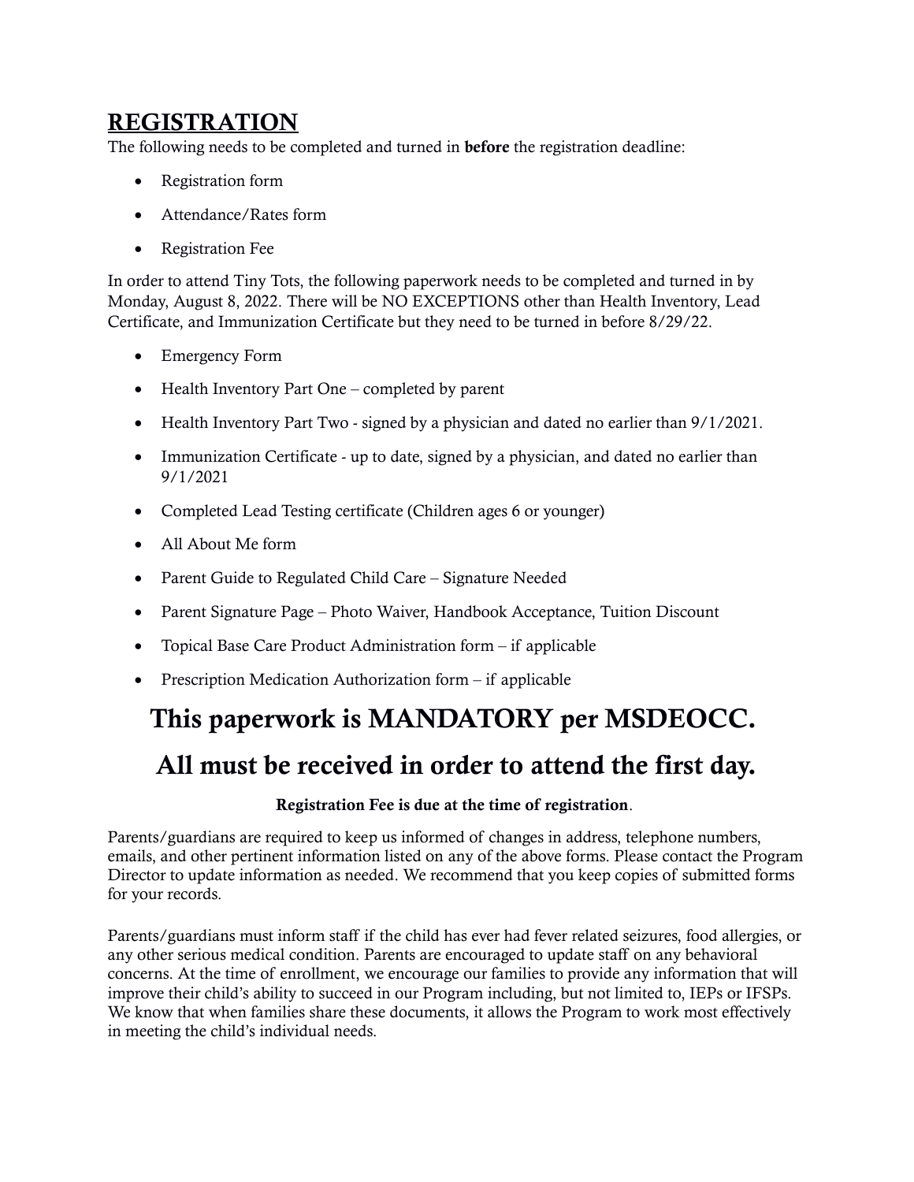## REGISTRATION

The following needs to be completed and turned in **before** the registration deadline:

- Registration form
- Attendance/Rates form
- Registration Fee

In order to attend Tiny Tots, the following paperwork needs to be completed and turned in by Monday, August 8, 2022. There will be NO EXCEPTIONS other than Health Inventory, Lead Certificate, and Immunization Certificate but they need to be turned in before 8/29/22.

- Emergency Form
- Health Inventory Part One – completed by parent
- Health Inventory Part Two - signed by a physician and dated no earlier than 9/1/2021.
- Immunization Certificate - up to date, signed by a physician, and dated no earlier than 9/1/2021
- Completed Lead Testing certificate (Children ages 6 or younger)
- All About Me form
- Parent Guide to Regulated Child Care – Signature Needed
- Parent Signature Page – Photo Waiver, Handbook Acceptance, Tuition Discount
- Topical Base Care Product Administration form – if applicable
- Prescription Medication Authorization form – if applicable

# This paperwork is MANDATORY per MSDEOCC.

# All must be received in order to attend the first day.

**Registration Fee is due at the time of registration**.

Parents/guardians are required to keep us informed of changes in address, telephone numbers, emails, and other pertinent information listed on any of the above forms. Please contact the Program Director to update information as needed. We recommend that you keep copies of submitted forms for your records.

Parents/guardians must inform staff if the child has ever had fever related seizures, food allergies, or any other serious medical condition. Parents are encouraged to update staff on any behavioral concerns. At the time of enrollment, we encourage our families to provide any information that will improve their child's ability to succeed in our Program including, but not limited to, IEPs or IFSPs. We know that when families share these documents, it allows the Program to work most effectively in meeting the child's individual needs.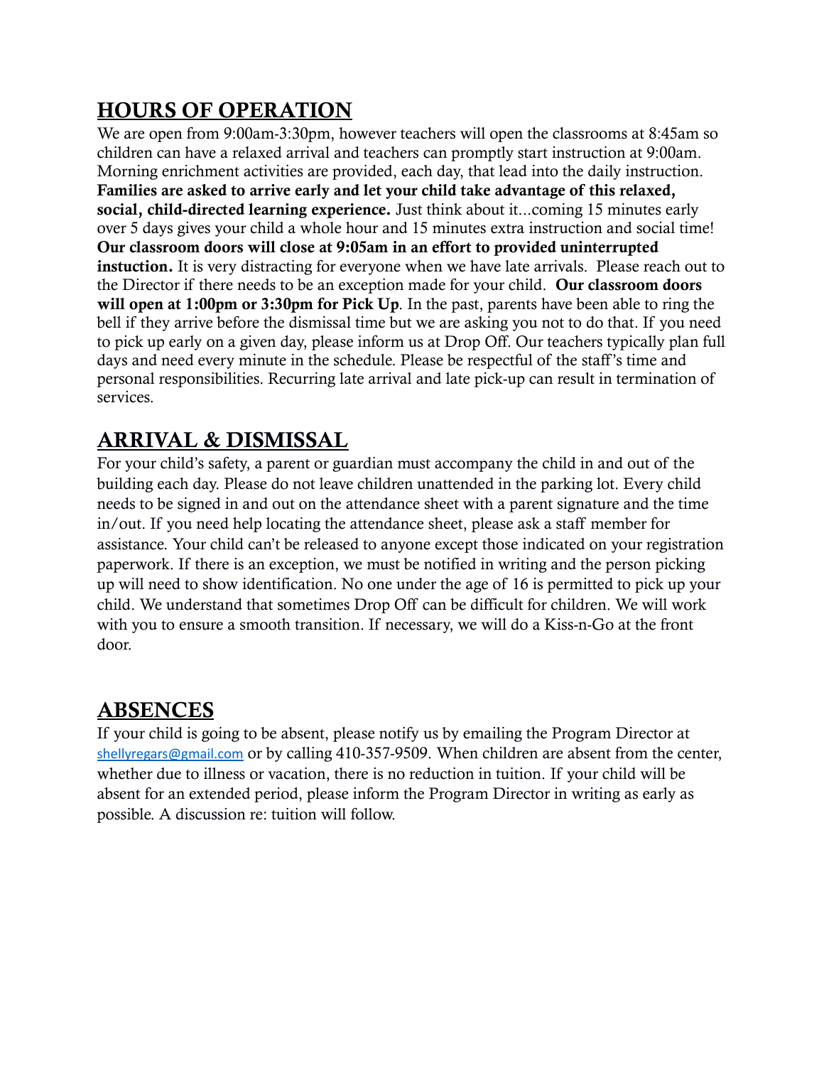## HOURS OF OPERATION

We are open from 9:00am-3:30pm, however teachers will open the classrooms at 8:45am so children can have a relaxed arrival and teachers can promptly start instruction at 9:00am. Morning enrichment activities are provided, each day, that lead into the daily instruction. **Families are asked to arrive early and let your child take advantage of this relaxed, social, child-directed learning experience.** Just think about it…coming 15 minutes early over 5 days gives your child a whole hour and 15 minutes extra instruction and social time! **Our classroom doors will close at 9:05am in an effort to provided uninterrupted instuction.** It is very distracting for everyone when we have late arrivals. Please reach out to the Director if there needs to be an exception made for your child. **Our classroom doors will open at 1:00pm or 3:30pm for Pick Up**. In the past, parents have been able to ring the bell if they arrive before the dismissal time but we are asking you not to do that. If you need to pick up early on a given day, please inform us at Drop Off. Our teachers typically plan full days and need every minute in the schedule. Please be respectful of the staff's time and personal responsibilities. Recurring late arrival and late pick-up can result in termination of services.

## ARRIVAL & DISMISSAL

For your child's safety, a parent or guardian must accompany the child in and out of the building each day. Please do not leave children unattended in the parking lot. Every child needs to be signed in and out on the attendance sheet with a parent signature and the time in/out. If you need help locating the attendance sheet, please ask a staff member for assistance. Your child can't be released to anyone except those indicated on your registration paperwork. If there is an exception, we must be notified in writing and the person picking up will need to show identification. No one under the age of 16 is permitted to pick up your child. We understand that sometimes Drop Off can be difficult for children. We will work with you to ensure a smooth transition. If necessary, we will do a Kiss-n-Go at the front door.

## ABSENCES

If your child is going to be absent, please notify us by emailing the Program Director at shellyregars@gmail.com or by calling 410-357-9509. When children are absent from the center, whether due to illness or vacation, there is no reduction in tuition. If your child will be absent for an extended period, please inform the Program Director in writing as early as possible. A discussion re: tuition will follow.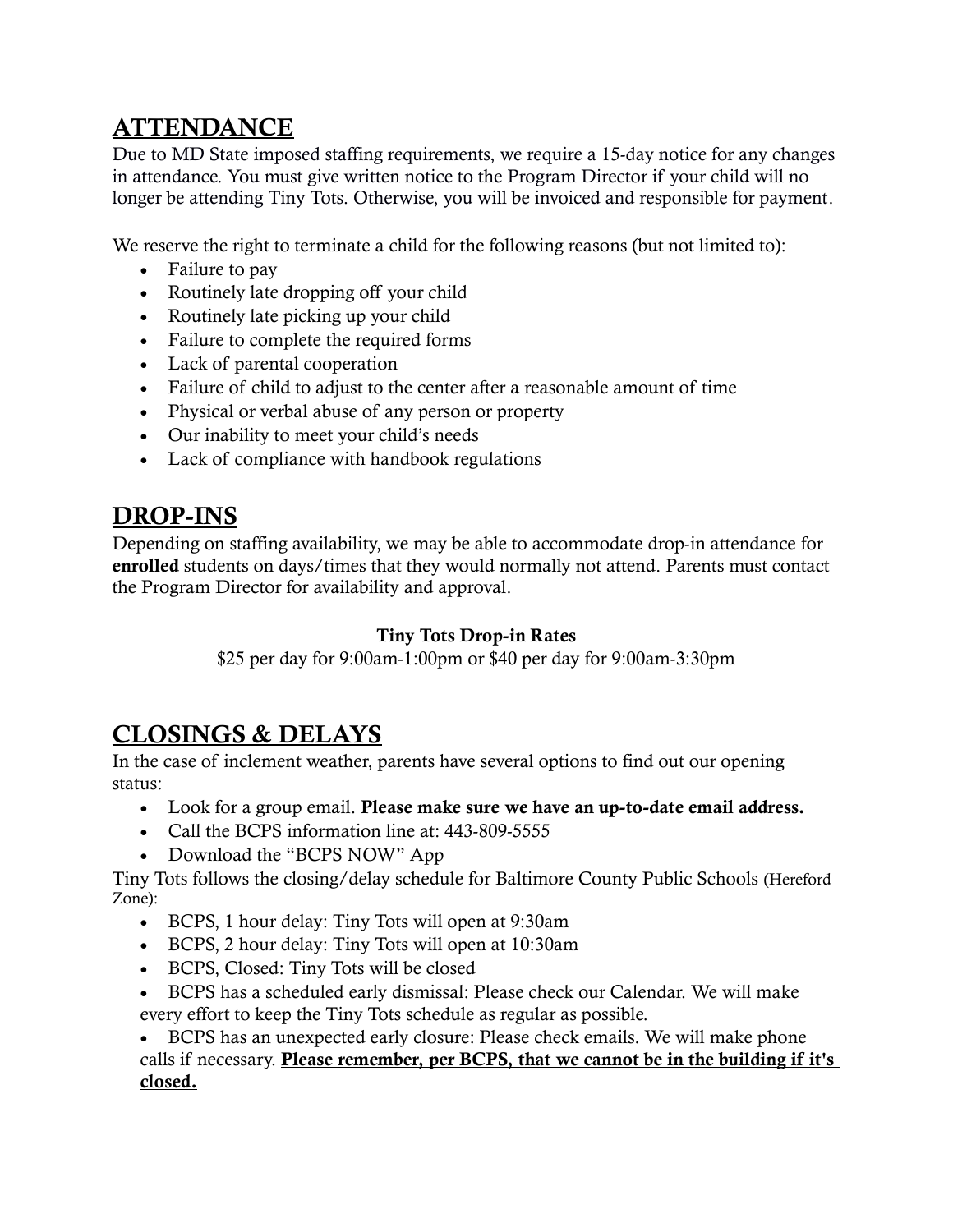## ATTENDANCE

Due to MD State imposed staffing requirements, we require a 15-day notice for any changes in attendance. You must give written notice to the Program Director if your child will no longer be attending Tiny Tots. Otherwise, you will be invoiced and responsible for payment.

We reserve the right to terminate a child for the following reasons (but not limited to):

- Failure to pay
- Routinely late dropping off your child
- Routinely late picking up your child
- Failure to complete the required forms
- Lack of parental cooperation
- Failure of child to adjust to the center after a reasonable amount of time
- Physical or verbal abuse of any person or property
- Our inability to meet your child's needs
- Lack of compliance with handbook regulations

## DROP-INS

Depending on staffing availability, we may be able to accommodate drop-in attendance for **enrolled** students on days/times that they would normally not attend. Parents must contact the Program Director for availability and approval.

**Tiny Tots Drop-in Rates**

$25 per day for 9:00am-1:00pm or $40 per day for 9:00am-3:30pm

## CLOSINGS & DELAYS

In the case of inclement weather, parents have several options to find out our opening status:

- Look for a group email. **Please make sure we have an up-to-date email address.**
- Call the BCPS information line at: 443-809-5555
- Download the "BCPS NOW" App

Tiny Tots follows the closing/delay schedule for Baltimore County Public Schools (Hereford Zone):

- BCPS, 1 hour delay: Tiny Tots will open at 9:30am
- BCPS, 2 hour delay: Tiny Tots will open at 10:30am
- BCPS, Closed: Tiny Tots will be closed
- BCPS has a scheduled early dismissal: Please check our Calendar. We will make every effort to keep the Tiny Tots schedule as regular as possible.
- BCPS has an unexpected early closure: Please check emails. We will make phone calls if necessary. **Please remember, per BCPS, that we cannot be in the building if it's closed.**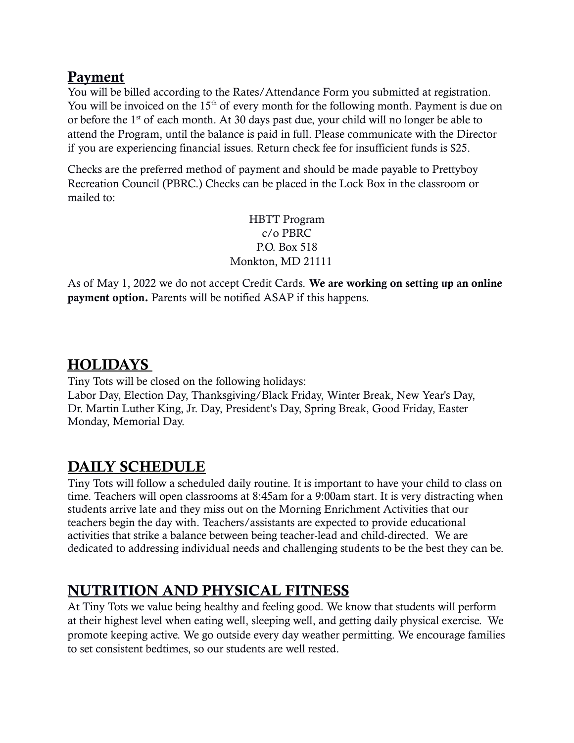## Payment

You will be billed according to the Rates/Attendance Form you submitted at registration. You will be invoiced on the 15th of every month for the following month. Payment is due on or before the 1st of each month. At 30 days past due, your child will no longer be able to attend the Program, until the balance is paid in full. Please communicate with the Director if you are experiencing financial issues. Return check fee for insufficient funds is $25.

Checks are the preferred method of payment and should be made payable to Prettyboy Recreation Council (PBRC.) Checks can be placed in the Lock Box in the classroom or mailed to:

HBTT Program
c/o PBRC
P.O. Box 518
Monkton, MD 21111

As of May 1, 2022 we do not accept Credit Cards. **We are working on setting up an online payment option.** Parents will be notified ASAP if this happens.

## HOLIDAYS

Tiny Tots will be closed on the following holidays:
Labor Day, Election Day, Thanksgiving/Black Friday, Winter Break, New Year's Day, Dr. Martin Luther King, Jr. Day, President's Day, Spring Break, Good Friday, Easter Monday, Memorial Day.

## DAILY SCHEDULE

Tiny Tots will follow a scheduled daily routine. It is important to have your child to class on time. Teachers will open classrooms at 8:45am for a 9:00am start. It is very distracting when students arrive late and they miss out on the Morning Enrichment Activities that our teachers begin the day with. Teachers/assistants are expected to provide educational activities that strike a balance between being teacher-lead and child-directed. We are dedicated to addressing individual needs and challenging students to be the best they can be.

## NUTRITION AND PHYSICAL FITNESS

At Tiny Tots we value being healthy and feeling good. We know that students will perform at their highest level when eating well, sleeping well, and getting daily physical exercise. We promote keeping active. We go outside every day weather permitting. We encourage families to set consistent bedtimes, so our students are well rested.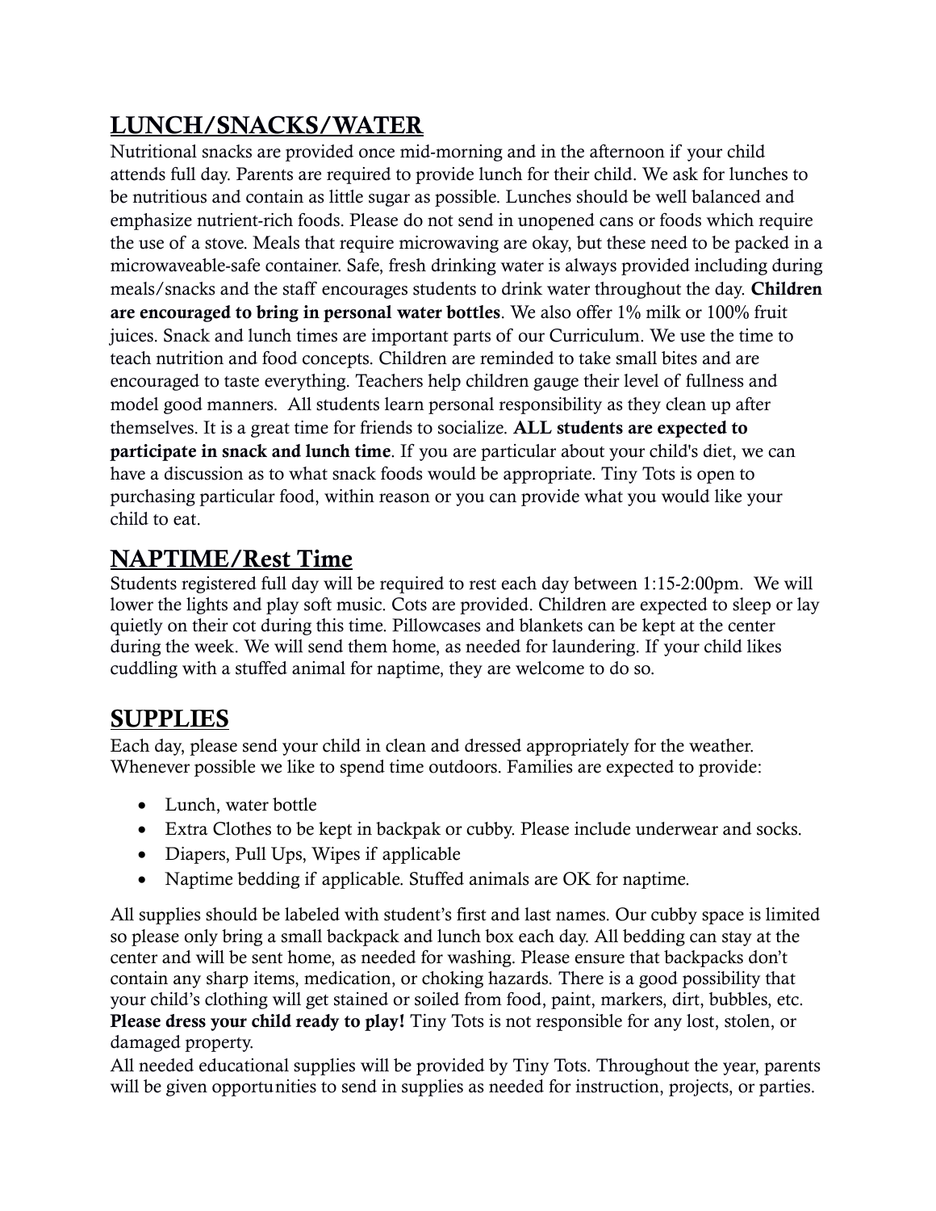## LUNCH/SNACKS/WATER

Nutritional snacks are provided once mid-morning and in the afternoon if your child attends full day. Parents are required to provide lunch for their child. We ask for lunches to be nutritious and contain as little sugar as possible. Lunches should be well balanced and emphasize nutrient-rich foods. Please do not send in unopened cans or foods which require the use of a stove. Meals that require microwaving are okay, but these need to be packed in a microwaveable-safe container. Safe, fresh drinking water is always provided including during meals/snacks and the staff encourages students to drink water throughout the day. **Children are encouraged to bring in personal water bottles**. We also offer 1% milk or 100% fruit juices. Snack and lunch times are important parts of our Curriculum. We use the time to teach nutrition and food concepts. Children are reminded to take small bites and are encouraged to taste everything. Teachers help children gauge their level of fullness and model good manners. All students learn personal responsibility as they clean up after themselves. It is a great time for friends to socialize. **ALL students are expected to participate in snack and lunch time**. If you are particular about your child's diet, we can have a discussion as to what snack foods would be appropriate. Tiny Tots is open to purchasing particular food, within reason or you can provide what you would like your child to eat.

## NAPTIME/Rest Time

Students registered full day will be required to rest each day between 1:15-2:00pm. We will lower the lights and play soft music. Cots are provided. Children are expected to sleep or lay quietly on their cot during this time. Pillowcases and blankets can be kept at the center during the week. We will send them home, as needed for laundering. If your child likes cuddling with a stuffed animal for naptime, they are welcome to do so.

## SUPPLIES

Each day, please send your child in clean and dressed appropriately for the weather. Whenever possible we like to spend time outdoors. Families are expected to provide:

- Lunch, water bottle
- Extra Clothes to be kept in backpak or cubby. Please include underwear and socks.
- Diapers, Pull Ups, Wipes if applicable
- Naptime bedding if applicable. Stuffed animals are OK for naptime.

All supplies should be labeled with student's first and last names. Our cubby space is limited so please only bring a small backpack and lunch box each day. All bedding can stay at the center and will be sent home, as needed for washing. Please ensure that backpacks don't contain any sharp items, medication, or choking hazards. There is a good possibility that your child's clothing will get stained or soiled from food, paint, markers, dirt, bubbles, etc. **Please dress your child ready to play!** Tiny Tots is not responsible for any lost, stolen, or damaged property.

All needed educational supplies will be provided by Tiny Tots. Throughout the year, parents will be given opportunities to send in supplies as needed for instruction, projects, or parties.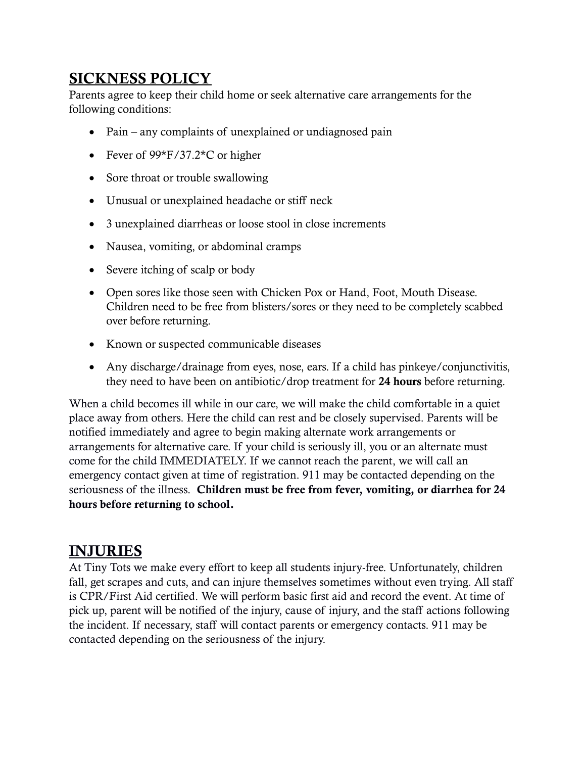## SICKNESS POLICY

Parents agree to keep their child home or seek alternative care arrangements for the following conditions:

- Pain – any complaints of unexplained or undiagnosed pain
- Fever of 99*F/37.2*C or higher
- Sore throat or trouble swallowing
- Unusual or unexplained headache or stiff neck
- 3 unexplained diarrheas or loose stool in close increments
- Nausea, vomiting, or abdominal cramps
- Severe itching of scalp or body
- Open sores like those seen with Chicken Pox or Hand, Foot, Mouth Disease. Children need to be free from blisters/sores or they need to be completely scabbed over before returning.
- Known or suspected communicable diseases
- Any discharge/drainage from eyes, nose, ears. If a child has pinkeye/conjunctivitis, they need to have been on antibiotic/drop treatment for **24 hours** before returning.

When a child becomes ill while in our care, we will make the child comfortable in a quiet place away from others. Here the child can rest and be closely supervised. Parents will be notified immediately and agree to begin making alternate work arrangements or arrangements for alternative care. If your child is seriously ill, you or an alternate must come for the child IMMEDIATELY. If we cannot reach the parent, we will call an emergency contact given at time of registration. 911 may be contacted depending on the seriousness of the illness. **Children must be free from fever, vomiting, or diarrhea for 24 hours before returning to school.**

## INJURIES

At Tiny Tots we make every effort to keep all students injury-free. Unfortunately, children fall, get scrapes and cuts, and can injure themselves sometimes without even trying. All staff is CPR/First Aid certified. We will perform basic first aid and record the event. At time of pick up, parent will be notified of the injury, cause of injury, and the staff actions following the incident. If necessary, staff will contact parents or emergency contacts. 911 may be contacted depending on the seriousness of the injury.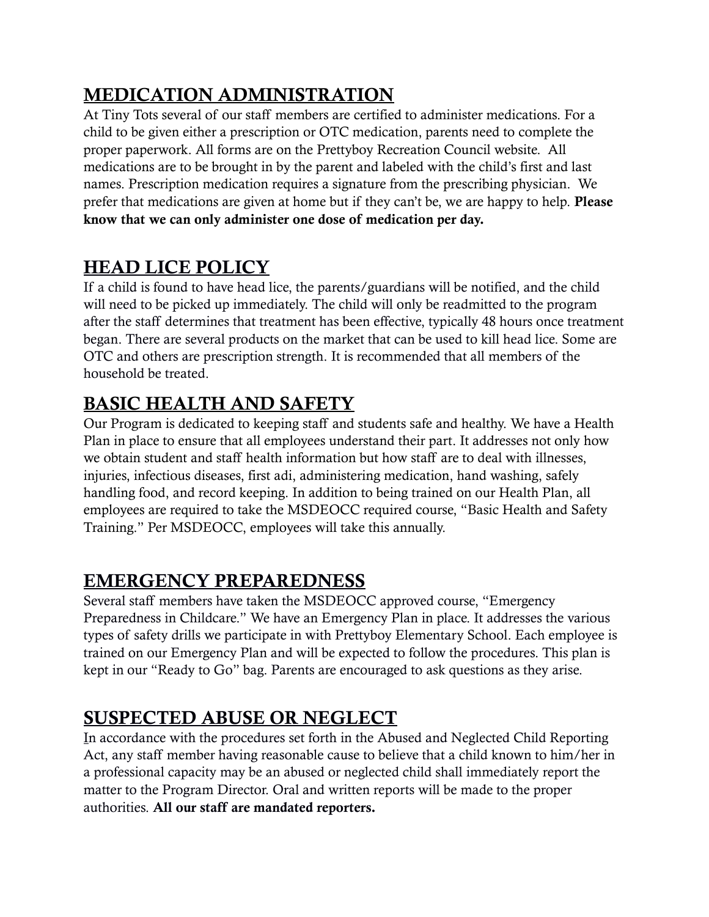## MEDICATION ADMINISTRATION

At Tiny Tots several of our staff members are certified to administer medications. For a child to be given either a prescription or OTC medication, parents need to complete the proper paperwork. All forms are on the Prettyboy Recreation Council website. All medications are to be brought in by the parent and labeled with the child's first and last names. Prescription medication requires a signature from the prescribing physician. We prefer that medications are given at home but if they can't be, we are happy to help. **Please know that we can only administer one dose of medication per day.**

## HEAD LICE POLICY

If a child is found to have head lice, the parents/guardians will be notified, and the child will need to be picked up immediately. The child will only be readmitted to the program after the staff determines that treatment has been effective, typically 48 hours once treatment began. There are several products on the market that can be used to kill head lice. Some are OTC and others are prescription strength. It is recommended that all members of the household be treated.

## BASIC HEALTH AND SAFETY

Our Program is dedicated to keeping staff and students safe and healthy. We have a Health Plan in place to ensure that all employees understand their part. It addresses not only how we obtain student and staff health information but how staff are to deal with illnesses, injuries, infectious diseases, first adi, administering medication, hand washing, safely handling food, and record keeping. In addition to being trained on our Health Plan, all employees are required to take the MSDEOCC required course, "Basic Health and Safety Training." Per MSDEOCC, employees will take this annually.

## EMERGENCY PREPAREDNESS

Several staff members have taken the MSDEOCC approved course, "Emergency Preparedness in Childcare." We have an Emergency Plan in place. It addresses the various types of safety drills we participate in with Prettyboy Elementary School. Each employee is trained on our Emergency Plan and will be expected to follow the procedures. This plan is kept in our "Ready to Go" bag. Parents are encouraged to ask questions as they arise.

## SUSPECTED ABUSE OR NEGLECT

In accordance with the procedures set forth in the Abused and Neglected Child Reporting Act, any staff member having reasonable cause to believe that a child known to him/her in a professional capacity may be an abused or neglected child shall immediately report the matter to the Program Director. Oral and written reports will be made to the proper authorities. **All our staff are mandated reporters.**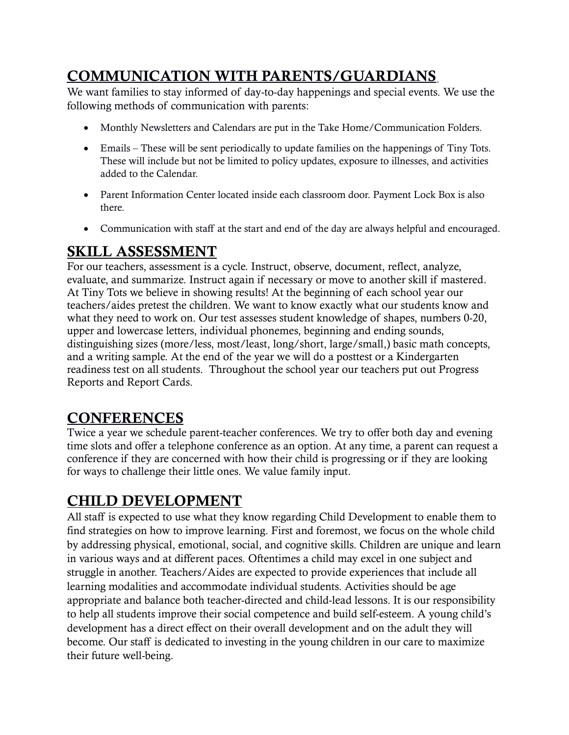## COMMUNICATION WITH PARENTS/GUARDIANS

We want families to stay informed of day-to-day happenings and special events. We use the following methods of communication with parents:

- Monthly Newsletters and Calendars are put in the Take Home/Communication Folders.
- Emails – These will be sent periodically to update families on the happenings of Tiny Tots. These will include but not be limited to policy updates, exposure to illnesses, and activities added to the Calendar.
- Parent Information Center located inside each classroom door. Payment Lock Box is also there.
- Communication with staff at the start and end of the day are always helpful and encouraged.

## SKILL ASSESSMENT

For our teachers, assessment is a cycle. Instruct, observe, document, reflect, analyze, evaluate, and summarize. Instruct again if necessary or move to another skill if mastered. At Tiny Tots we believe in showing results! At the beginning of each school year our teachers/aides pretest the children. We want to know exactly what our students know and what they need to work on. Our test assesses student knowledge of shapes, numbers 0-20, upper and lowercase letters, individual phonemes, beginning and ending sounds, distinguishing sizes (more/less, most/least, long/short, large/small,) basic math concepts, and a writing sample. At the end of the year we will do a posttest or a Kindergarten readiness test on all students. Throughout the school year our teachers put out Progress Reports and Report Cards.

## CONFERENCES

Twice a year we schedule parent-teacher conferences. We try to offer both day and evening time slots and offer a telephone conference as an option. At any time, a parent can request a conference if they are concerned with how their child is progressing or if they are looking for ways to challenge their little ones. We value family input.

## CHILD DEVELOPMENT

All staff is expected to use what they know regarding Child Development to enable them to find strategies on how to improve learning. First and foremost, we focus on the whole child by addressing physical, emotional, social, and cognitive skills. Children are unique and learn in various ways and at different paces. Oftentimes a child may excel in one subject and struggle in another. Teachers/Aides are expected to provide experiences that include all learning modalities and accommodate individual students. Activities should be age appropriate and balance both teacher-directed and child-lead lessons. It is our responsibility to help all students improve their social competence and build self-esteem. A young child's development has a direct effect on their overall development and on the adult they will become. Our staff is dedicated to investing in the young children in our care to maximize their future well-being.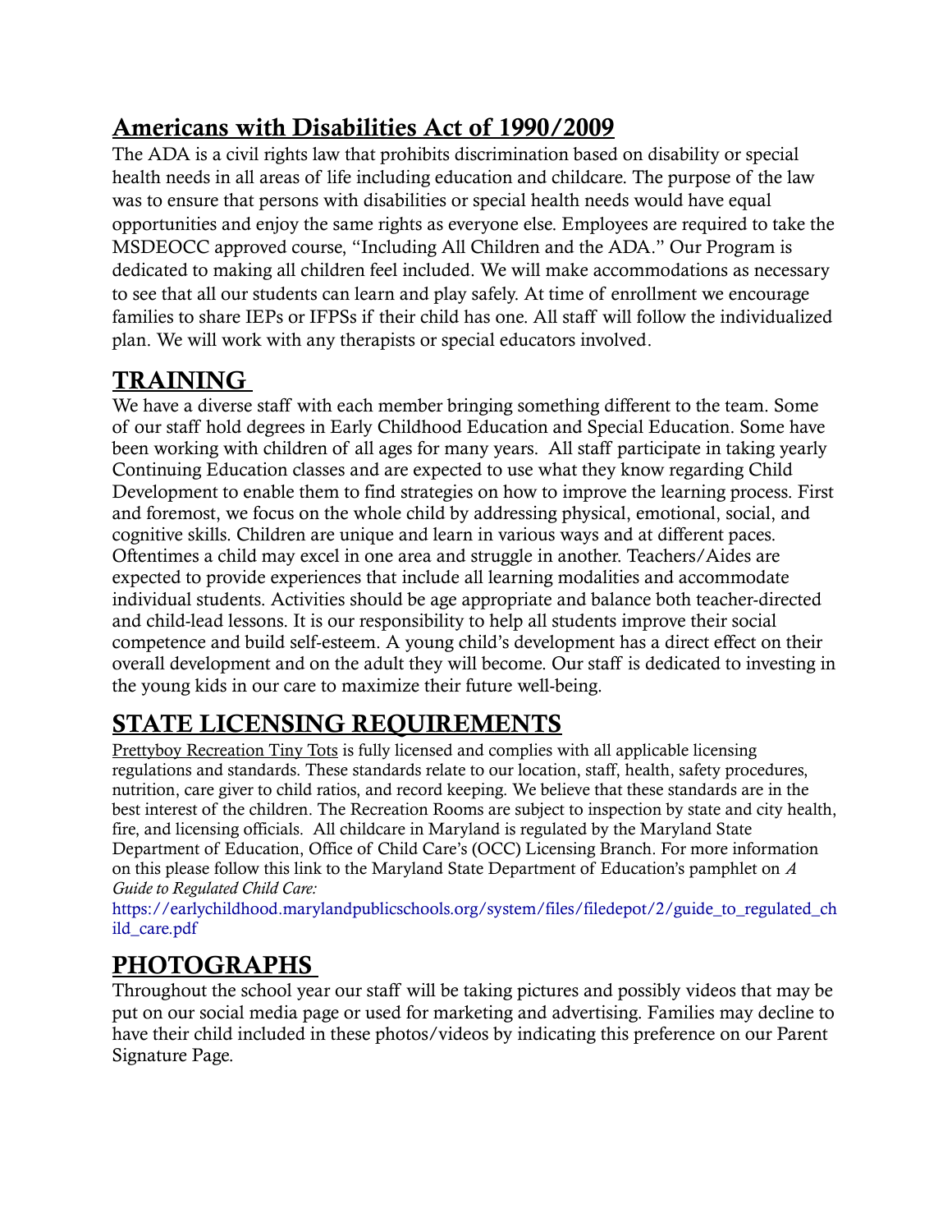## Americans with Disabilities Act of 1990/2009

The ADA is a civil rights law that prohibits discrimination based on disability or special health needs in all areas of life including education and childcare. The purpose of the law was to ensure that persons with disabilities or special health needs would have equal opportunities and enjoy the same rights as everyone else. Employees are required to take the MSDEOCC approved course, "Including All Children and the ADA." Our Program is dedicated to making all children feel included. We will make accommodations as necessary to see that all our students can learn and play safely. At time of enrollment we encourage families to share IEPs or IFPSs if their child has one. All staff will follow the individualized plan. We will work with any therapists or special educators involved.

## TRAINING

We have a diverse staff with each member bringing something different to the team. Some of our staff hold degrees in Early Childhood Education and Special Education. Some have been working with children of all ages for many years. All staff participate in taking yearly Continuing Education classes and are expected to use what they know regarding Child Development to enable them to find strategies on how to improve the learning process. First and foremost, we focus on the whole child by addressing physical, emotional, social, and cognitive skills. Children are unique and learn in various ways and at different paces. Oftentimes a child may excel in one area and struggle in another. Teachers/Aides are expected to provide experiences that include all learning modalities and accommodate individual students. Activities should be age appropriate and balance both teacher-directed and child-lead lessons. It is our responsibility to help all students improve their social competence and build self-esteem. A young child's development has a direct effect on their overall development and on the adult they will become. Our staff is dedicated to investing in the young kids in our care to maximize their future well-being.

## STATE LICENSING REQUIREMENTS

Prettyboy Recreation Tiny Tots is fully licensed and complies with all applicable licensing regulations and standards. These standards relate to our location, staff, health, safety procedures, nutrition, care giver to child ratios, and record keeping. We believe that these standards are in the best interest of the children. The Recreation Rooms are subject to inspection by state and city health, fire, and licensing officials. All childcare in Maryland is regulated by the Maryland State Department of Education, Office of Child Care's (OCC) Licensing Branch. For more information on this please follow this link to the Maryland State Department of Education's pamphlet on *A Guide to Regulated Child Care:* https://earlychildhood.marylandpublicschools.org/system/files/filedepot/2/guide_to_regulated_child_care.pdf

## PHOTOGRAPHS

Throughout the school year our staff will be taking pictures and possibly videos that may be put on our social media page or used for marketing and advertising. Families may decline to have their child included in these photos/videos by indicating this preference on our Parent Signature Page.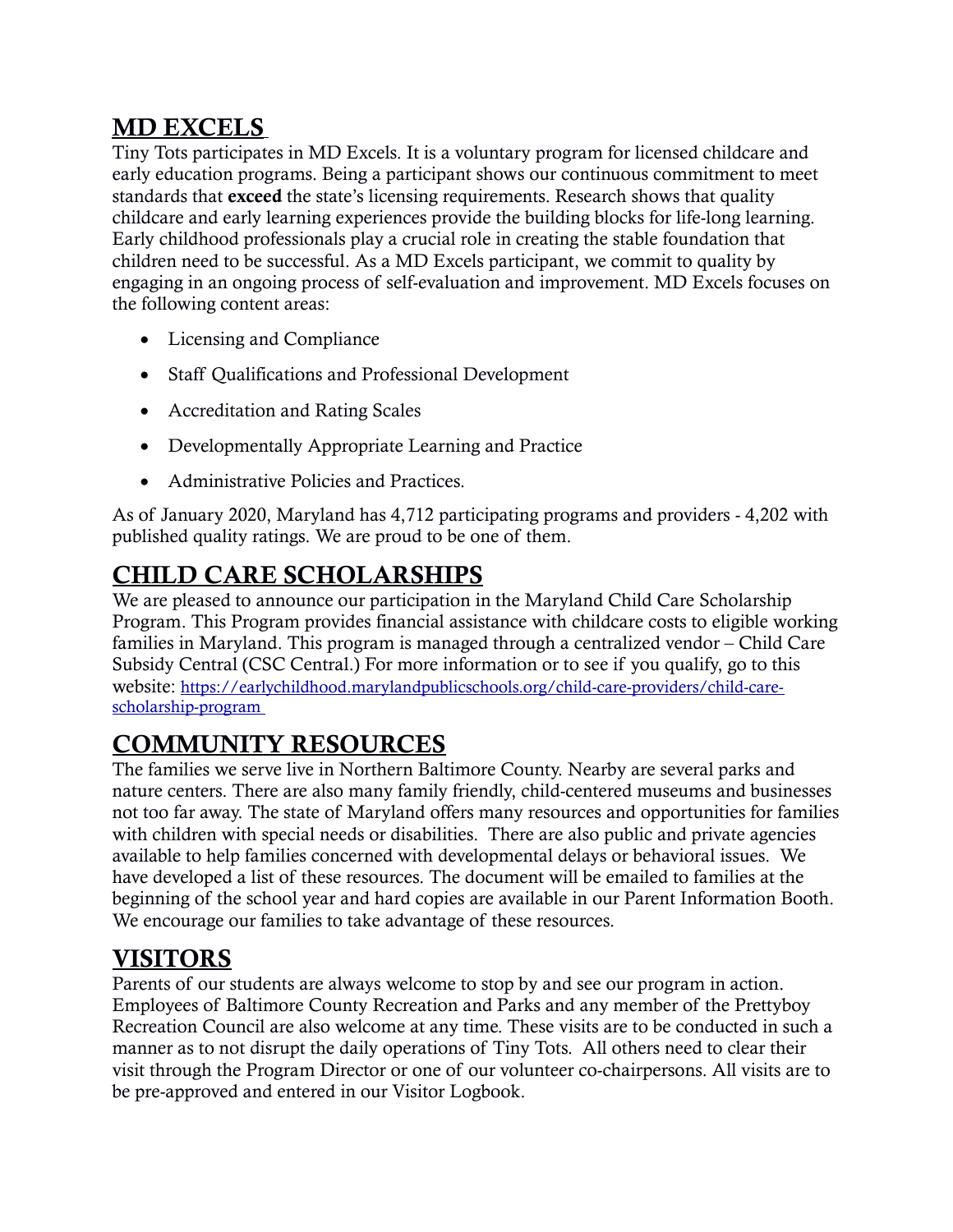## MD EXCELS

Tiny Tots participates in MD Excels. It is a voluntary program for licensed childcare and early education programs. Being a participant shows our continuous commitment to meet standards that **exceed** the state's licensing requirements. Research shows that quality childcare and early learning experiences provide the building blocks for life-long learning. Early childhood professionals play a crucial role in creating the stable foundation that children need to be successful. As a MD Excels participant, we commit to quality by engaging in an ongoing process of self-evaluation and improvement. MD Excels focuses on the following content areas:

- Licensing and Compliance
- Staff Qualifications and Professional Development
- Accreditation and Rating Scales
- Developmentally Appropriate Learning and Practice
- Administrative Policies and Practices.

As of January 2020, Maryland has 4,712 participating programs and providers - 4,202 with published quality ratings. We are proud to be one of them.

## CHILD CARE SCHOLARSHIPS

We are pleased to announce our participation in the Maryland Child Care Scholarship Program. This Program provides financial assistance with childcare costs to eligible working families in Maryland. This program is managed through a centralized vendor – Child Care Subsidy Central (CSC Central.) For more information or to see if you qualify, go to this website: https://earlychildhood.marylandpublicschools.org/child-care-providers/child-care-scholarship-program

## COMMUNITY RESOURCES

The families we serve live in Northern Baltimore County. Nearby are several parks and nature centers. There are also many family friendly, child-centered museums and businesses not too far away. The state of Maryland offers many resources and opportunities for families with children with special needs or disabilities. There are also public and private agencies available to help families concerned with developmental delays or behavioral issues. We have developed a list of these resources. The document will be emailed to families at the beginning of the school year and hard copies are available in our Parent Information Booth. We encourage our families to take advantage of these resources.

## VISITORS

Parents of our students are always welcome to stop by and see our program in action. Employees of Baltimore County Recreation and Parks and any member of the Prettyboy Recreation Council are also welcome at any time. These visits are to be conducted in such a manner as to not disrupt the daily operations of Tiny Tots. All others need to clear their visit through the Program Director or one of our volunteer co-chairpersons. All visits are to be pre-approved and entered in our Visitor Logbook.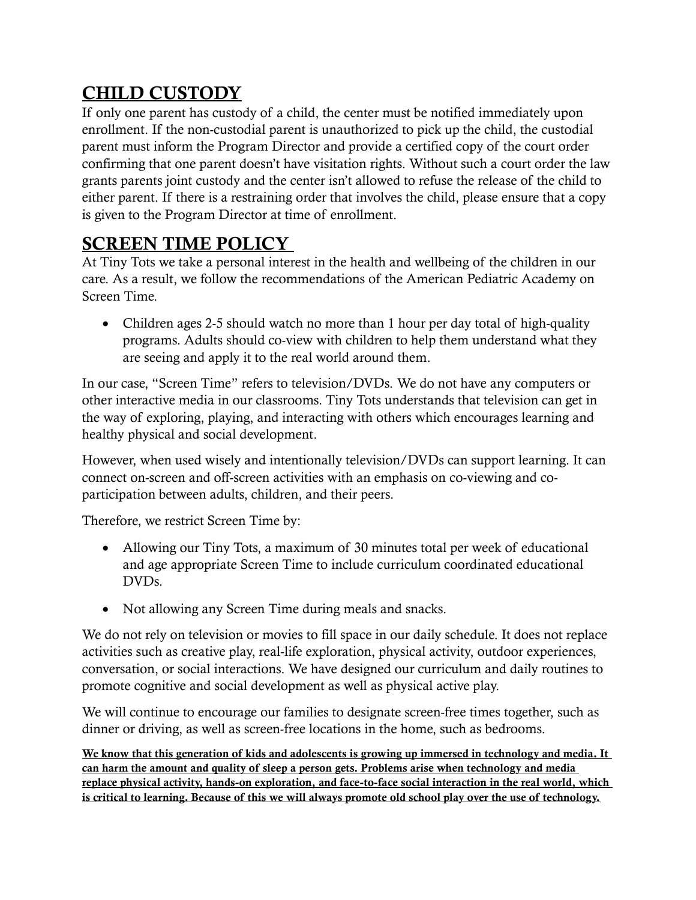## CHILD CUSTODY

If only one parent has custody of a child, the center must be notified immediately upon enrollment. If the non-custodial parent is unauthorized to pick up the child, the custodial parent must inform the Program Director and provide a certified copy of the court order confirming that one parent doesn't have visitation rights. Without such a court order the law grants parents joint custody and the center isn't allowed to refuse the release of the child to either parent. If there is a restraining order that involves the child, please ensure that a copy is given to the Program Director at time of enrollment.

## SCREEN TIME POLICY

At Tiny Tots we take a personal interest in the health and wellbeing of the children in our care. As a result, we follow the recommendations of the American Pediatric Academy on Screen Time.

- Children ages 2-5 should watch no more than 1 hour per day total of high-quality programs. Adults should co-view with children to help them understand what they are seeing and apply it to the real world around them.

In our case, "Screen Time" refers to television/DVDs. We do not have any computers or other interactive media in our classrooms. Tiny Tots understands that television can get in the way of exploring, playing, and interacting with others which encourages learning and healthy physical and social development.

However, when used wisely and intentionally television/DVDs can support learning. It can connect on-screen and off-screen activities with an emphasis on co-viewing and co-participation between adults, children, and their peers.

Therefore, we restrict Screen Time by:

- Allowing our Tiny Tots, a maximum of 30 minutes total per week of educational and age appropriate Screen Time to include curriculum coordinated educational DVDs.
- Not allowing any Screen Time during meals and snacks.

We do not rely on television or movies to fill space in our daily schedule. It does not replace activities such as creative play, real-life exploration, physical activity, outdoor experiences, conversation, or social interactions. We have designed our curriculum and daily routines to promote cognitive and social development as well as physical active play.

We will continue to encourage our families to designate screen-free times together, such as dinner or driving, as well as screen-free locations in the home, such as bedrooms.

**We know that this generation of kids and adolescents is growing up immersed in technology and media. It can harm the amount and quality of sleep a person gets. Problems arise when technology and media replace physical activity, hands-on exploration, and face-to-face social interaction in the real world, which is critical to learning. Because of this we will always promote old school play over the use of technology.**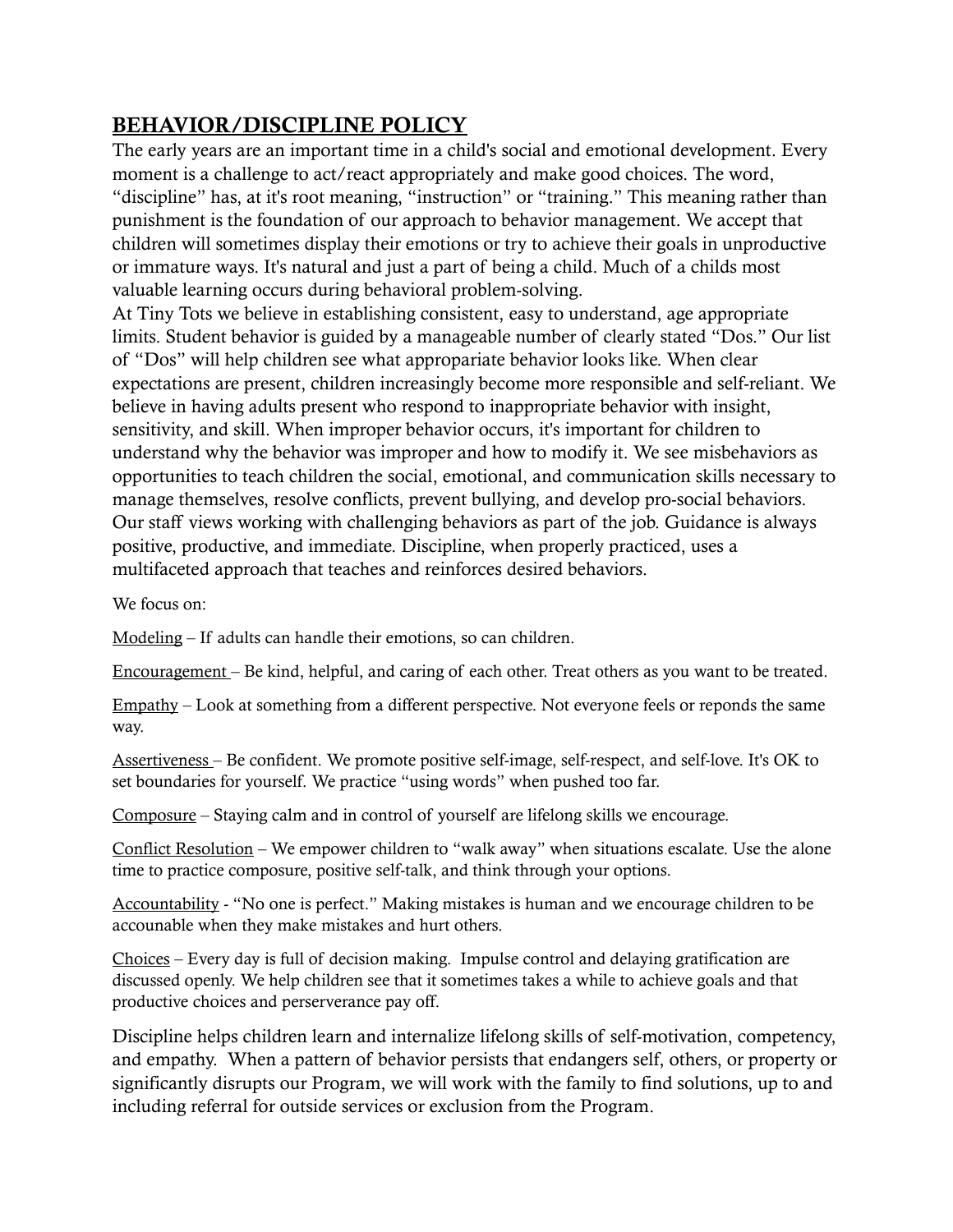## **BEHAVIOR/DISCIPLINE POLICY**

The early years are an important time in a child's social and emotional development. Every moment is a challenge to act/react appropriately and make good choices. The word, "discipline" has, at it's root meaning, "instruction" or "training." This meaning rather than punishment is the foundation of our approach to behavior management. We accept that children will sometimes display their emotions or try to achieve their goals in unproductive or immature ways. It's natural and just a part of being a child. Much of a childs most valuable learning occurs during behavioral problem-solving.

At Tiny Tots we believe in establishing consistent, easy to understand, age appropriate limits. Student behavior is guided by a manageable number of clearly stated "Dos." Our list of "Dos" will help children see what approparaite behavior looks like. When clear expectations are present, children increasingly become more responsible and self-reliant. We believe in having adults present who respond to inappropriate behavior with insight, sensitivity, and skill. When improper behavior occurs, it's important for children to understand why the behavior was improper and how to modify it. We see misbehaviors as opportunities to teach children the social, emotional, and communication skills necessary to manage themselves, resolve conflicts, prevent bullying, and develop pro-social behaviors. Our staff views working with challenging behaviors as part of the job. Guidance is always positive, productive, and immediate. Discipline, when properly practiced, uses a multifaceted approach that teaches and reinforces desired behaviors.

We focus on:

Modeling – If adults can handle their emotions, so can children.

Encouragement – Be kind, helpful, and caring of each other. Treat others as you want to be treated.

Empathy – Look at something from a different perspective. Not everyone feels or reponds the same way.

Assertiveness – Be confident. We promote positive self-image, self-respect, and self-love. It's OK to set boundaries for yourself. We practice "using words" when pushed too far.

Composure – Staying calm and in control of yourself are lifelong skills we encourage.

Conflict Resolution – We empower children to "walk away" when situations escalate. Use the alone time to practice composure, positive self-talk, and think through your options.

Accountability - "No one is perfect." Making mistakes is human and we encourage children to be accounable when they make mistakes and hurt others.

Choices – Every day is full of decision making. Impulse control and delaying gratification are discussed openly. We help children see that it sometimes takes a while to achieve goals and that productive choices and perserverance pay off.

Discipline helps children learn and internalize lifelong skills of self-motivation, competency, and empathy. When a pattern of behavior persists that endangers self, others, or property or significantly disrupts our Program, we will work with the family to find solutions, up to and including referral for outside services or exclusion from the Program.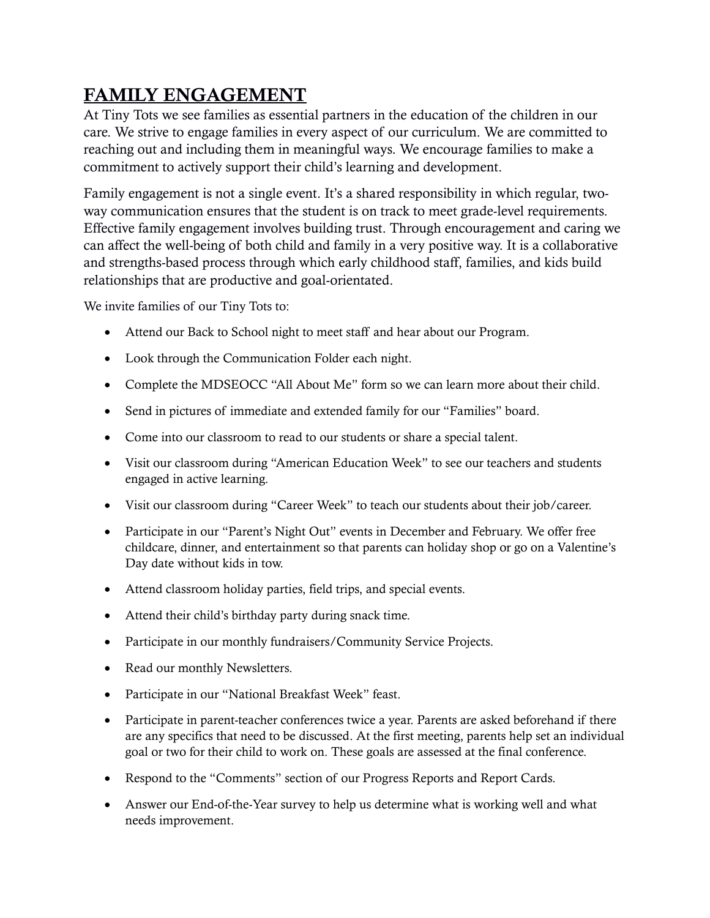# FAMILY ENGAGEMENT

At Tiny Tots we see families as essential partners in the education of the children in our care. We strive to engage families in every aspect of our curriculum. We are committed to reaching out and including them in meaningful ways. We encourage families to make a commitment to actively support their child's learning and development.

Family engagement is not a single event. It's a shared responsibility in which regular, two-way communication ensures that the student is on track to meet grade-level requirements. Effective family engagement involves building trust. Through encouragement and caring we can affect the well-being of both child and family in a very positive way. It is a collaborative and strengths-based process through which early childhood staff, families, and kids build relationships that are productive and goal-orientated.

We invite families of our Tiny Tots to:

- Attend our Back to School night to meet staff and hear about our Program.
- Look through the Communication Folder each night.
- Complete the MDSEOCC "All About Me" form so we can learn more about their child.
- Send in pictures of immediate and extended family for our "Families" board.
- Come into our classroom to read to our students or share a special talent.
- Visit our classroom during "American Education Week" to see our teachers and students engaged in active learning.
- Visit our classroom during "Career Week" to teach our students about their job/career.
- Participate in our "Parent's Night Out" events in December and February. We offer free childcare, dinner, and entertainment so that parents can holiday shop or go on a Valentine's Day date without kids in tow.
- Attend classroom holiday parties, field trips, and special events.
- Attend their child's birthday party during snack time.
- Participate in our monthly fundraisers/Community Service Projects.
- Read our monthly Newsletters.
- Participate in our "National Breakfast Week" feast.
- Participate in parent-teacher conferences twice a year. Parents are asked beforehand if there are any specifics that need to be discussed. At the first meeting, parents help set an individual goal or two for their child to work on. These goals are assessed at the final conference.
- Respond to the "Comments" section of our Progress Reports and Report Cards.
- Answer our End-of-the-Year survey to help us determine what is working well and what needs improvement.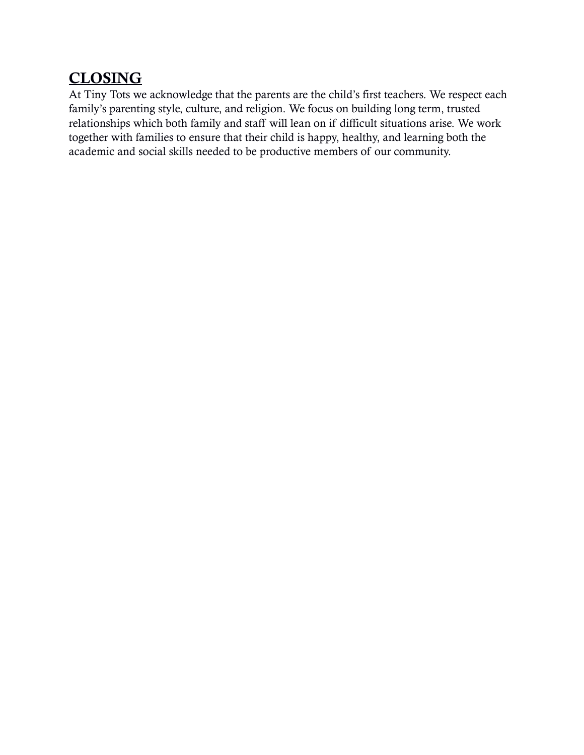## CLOSING

At Tiny Tots we acknowledge that the parents are the child's first teachers. We respect each family's parenting style, culture, and religion. We focus on building long term, trusted relationships which both family and staff will lean on if difficult situations arise. We work together with families to ensure that their child is happy, healthy, and learning both the academic and social skills needed to be productive members of our community.